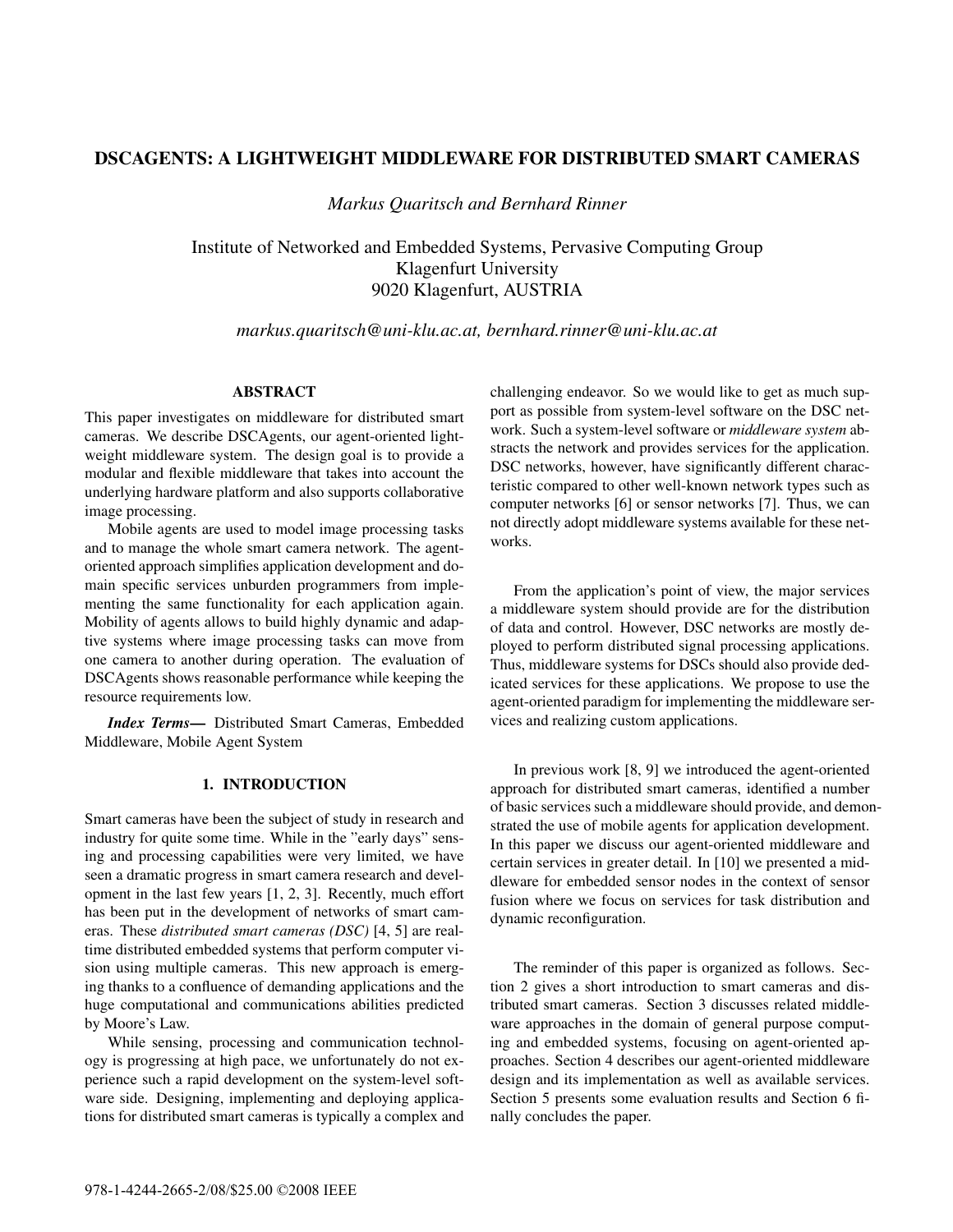# DSCAGENTS: A LIGHTWEIGHT MIDDLEWARE FOR DISTRIBUTED SMART CAMERAS

*Markus Quaritsch and Bernhard Rinner*

Institute of Networked and Embedded Systems, Pervasive Computing Group
Klagenfurt University
9020 Klagenfurt, AUSTRIA

*markus.quaritsch@uni-klu.ac.at, bernhard.rinner@uni-klu.ac.at*

## ABSTRACT

This paper investigates on middleware for distributed smart cameras. We describe DSCAgents, our agent-oriented lightweight middleware system. The design goal is to provide a modular and flexible middleware that takes into account the underlying hardware platform and also supports collaborative image processing.

Mobile agents are used to model image processing tasks and to manage the whole smart camera network. The agent-oriented approach simplifies application development and domain specific services unburden programmers from implementing the same functionality for each application again. Mobility of agents allows to build highly dynamic and adaptive systems where image processing tasks can move from one camera to another during operation. The evaluation of DSCAgents shows reasonable performance while keeping the resource requirements low.

***Index Terms*—** Distributed Smart Cameras, Embedded Middleware, Mobile Agent System

## 1. INTRODUCTION

Smart cameras have been the subject of study in research and industry for quite some time. While in the "early days" sensing and processing capabilities were very limited, we have seen a dramatic progress in smart camera research and development in the last few years [1, 2, 3]. Recently, much effort has been put in the development of networks of smart cameras. These *distributed smart cameras (DSC)* [4, 5] are real-time distributed embedded systems that perform computer vision using multiple cameras. This new approach is emerging thanks to a confluence of demanding applications and the huge computational and communications abilities predicted by Moore's Law.

While sensing, processing and communication technology is progressing at high pace, we unfortunately do not experience such a rapid development on the system-level software side. Designing, implementing and deploying applications for distributed smart cameras is typically a complex and challenging endeavor. So we would like to get as much support as possible from system-level software on the DSC network. Such a system-level software or *middleware system* abstracts the network and provides services for the application. DSC networks, however, have significantly different characteristic compared to other well-known network types such as computer networks [6] or sensor networks [7]. Thus, we can not directly adopt middleware systems available for these networks.

From the application's point of view, the major services a middleware system should provide are for the distribution of data and control. However, DSC networks are mostly deployed to perform distributed signal processing applications. Thus, middleware systems for DSCs should also provide dedicated services for these applications. We propose to use the agent-oriented paradigm for implementing the middleware services and realizing custom applications.

In previous work [8, 9] we introduced the agent-oriented approach for distributed smart cameras, identified a number of basic services such a middleware should provide, and demonstrated the use of mobile agents for application development. In this paper we discuss our agent-oriented middleware and certain services in greater detail. In [10] we presented a middleware for embedded sensor nodes in the context of sensor fusion where we focus on services for task distribution and dynamic reconfiguration.

The reminder of this paper is organized as follows. Section 2 gives a short introduction to smart cameras and distributed smart cameras. Section 3 discusses related middleware approaches in the domain of general purpose computing and embedded systems, focusing on agent-oriented approaches. Section 4 describes our agent-oriented middleware design and its implementation as well as available services. Section 5 presents some evaluation results and Section 6 finally concludes the paper.

978-1-4244-2665-2/08/$25.00 ©2008 IEEE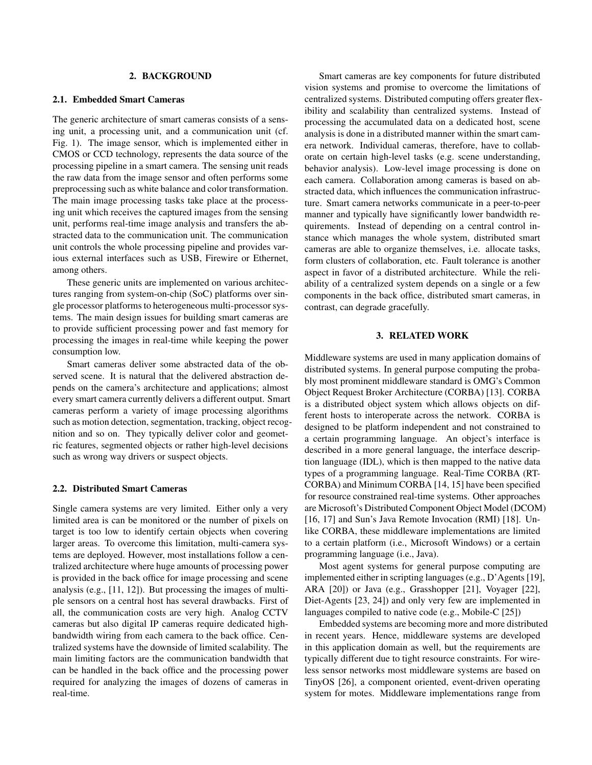## 2. BACKGROUND

### 2.1. Embedded Smart Cameras

The generic architecture of smart cameras consists of a sensing unit, a processing unit, and a communication unit (cf. Fig. 1). The image sensor, which is implemented either in CMOS or CCD technology, represents the data source of the processing pipeline in a smart camera. The sensing unit reads the raw data from the image sensor and often performs some preprocessing such as white balance and color transformation. The main image processing tasks take place at the processing unit which receives the captured images from the sensing unit, performs real-time image analysis and transfers the abstracted data to the communication unit. The communication unit controls the whole processing pipeline and provides various external interfaces such as USB, Firewire or Ethernet, among others.

These generic units are implemented on various architectures ranging from system-on-chip (SoC) platforms over single processor platforms to heterogeneous multi-processor systems. The main design issues for building smart cameras are to provide sufficient processing power and fast memory for processing the images in real-time while keeping the power consumption low.

Smart cameras deliver some abstracted data of the observed scene. It is natural that the delivered abstraction depends on the camera's architecture and applications; almost every smart camera currently delivers a different output. Smart cameras perform a variety of image processing algorithms such as motion detection, segmentation, tracking, object recognition and so on. They typically deliver color and geometric features, segmented objects or rather high-level decisions such as wrong way drivers or suspect objects.

### 2.2. Distributed Smart Cameras

Single camera systems are very limited. Either only a very limited area is can be monitored or the number of pixels on target is too low to identify certain objects when covering larger areas. To overcome this limitation, multi-camera systems are deployed. However, most installations follow a centralized architecture where huge amounts of processing power is provided in the back office for image processing and scene analysis (e.g., [11, 12]). But processing the images of multiple sensors on a central host has several drawbacks. First of all, the communication costs are very high. Analog CCTV cameras but also digital IP cameras require dedicated high-bandwidth wiring from each camera to the back office. Centralized systems have the downside of limited scalability. The main limiting factors are the communication bandwidth that can be handled in the back office and the processing power required for analyzing the images of dozens of cameras in real-time.

Smart cameras are key components for future distributed vision systems and promise to overcome the limitations of centralized systems. Distributed computing offers greater flexibility and scalability than centralized systems. Instead of processing the accumulated data on a dedicated host, scene analysis is done in a distributed manner within the smart camera network. Individual cameras, therefore, have to collaborate on certain high-level tasks (e.g. scene understanding, behavior analysis). Low-level image processing is done on each camera. Collaboration among cameras is based on abstracted data, which influences the communication infrastructure. Smart camera networks communicate in a peer-to-peer manner and typically have significantly lower bandwidth requirements. Instead of depending on a central control instance which manages the whole system, distributed smart cameras are able to organize themselves, i.e. allocate tasks, form clusters of collaboration, etc. Fault tolerance is another aspect in favor of a distributed architecture. While the reliability of a centralized system depends on a single or a few components in the back office, distributed smart cameras, in contrast, can degrade gracefully.

## 3. RELATED WORK

Middleware systems are used in many application domains of distributed systems. In general purpose computing the probably most prominent middleware standard is OMG's Common Object Request Broker Architecture (CORBA) [13]. CORBA is a distributed object system which allows objects on different hosts to interoperate across the network. CORBA is designed to be platform independent and not constrained to a certain programming language. An object's interface is described in a more general language, the interface description language (IDL), which is then mapped to the native data types of a programming language. Real-Time CORBA (RT-CORBA) and Minimum CORBA [14, 15] have been specified for resource constrained real-time systems. Other approaches are Microsoft's Distributed Component Object Model (DCOM) [16, 17] and Sun's Java Remote Invocation (RMI) [18]. Unlike CORBA, these middleware implementations are limited to a certain platform (i.e., Microsoft Windows) or a certain programming language (i.e., Java).

Most agent systems for general purpose computing are implemented either in scripting languages (e.g., D'Agents [19], ARA [20]) or Java (e.g., Grasshopper [21], Voyager [22], Diet-Agents [23, 24]) and only very few are implemented in languages compiled to native code (e.g., Mobile-C [25])

Embedded systems are becoming more and more distributed in recent years. Hence, middleware systems are developed in this application domain as well, but the requirements are typically different due to tight resource constraints. For wireless sensor networks most middleware systems are based on TinyOS [26], a component oriented, event-driven operating system for motes. Middleware implementations range from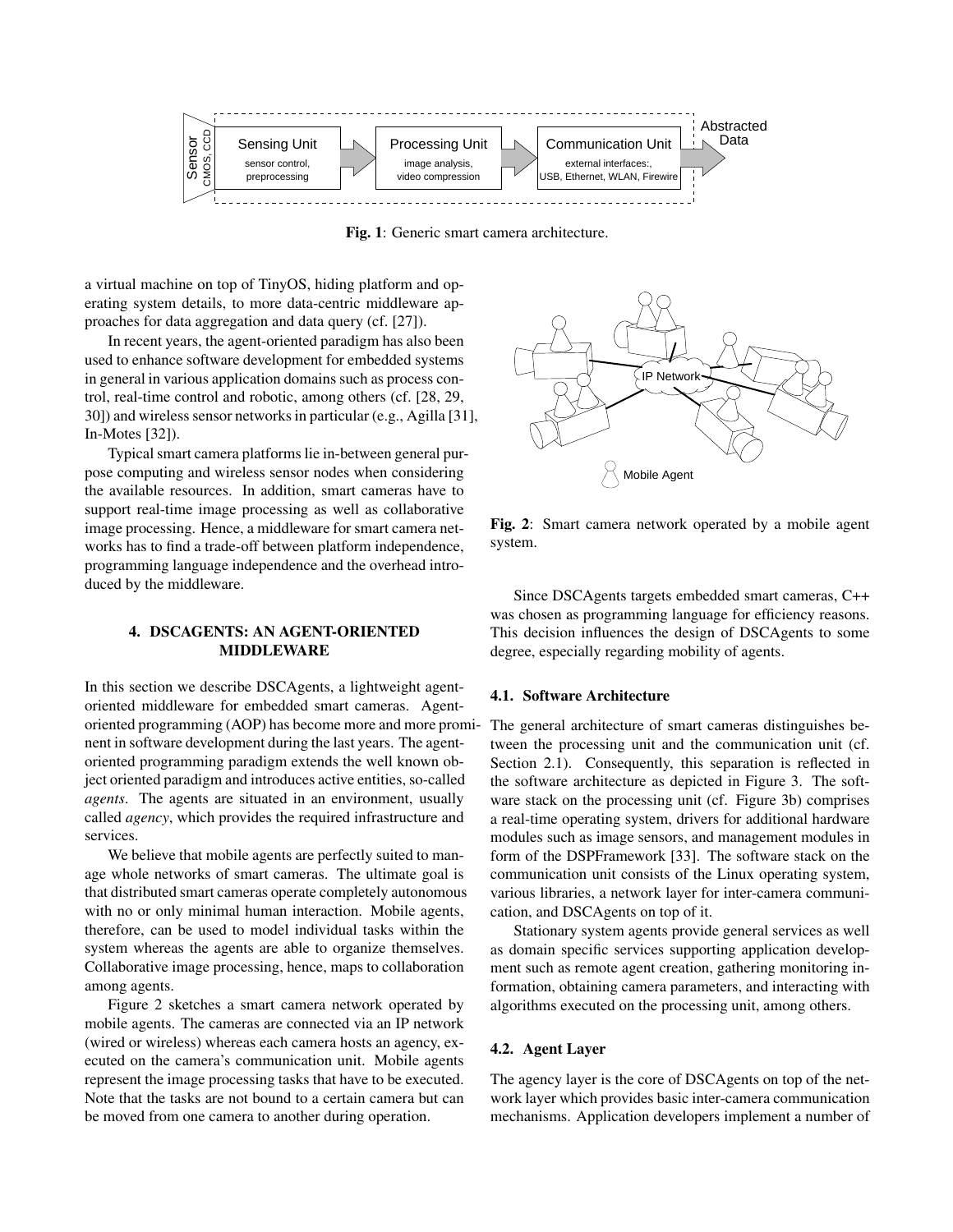Fig. 1: Generic smart camera architecture.

a virtual machine on top of TinyOS, hiding platform and operating system details, to more data-centric middleware approaches for data aggregation and data query (cf. [27]).

In recent years, the agent-oriented paradigm has also been used to enhance software development for embedded systems in general in various application domains such as process control, real-time control and robotic, among others (cf. [28, 29, 30]) and wireless sensor networks in particular (e.g., Agilla [31], In-Motes [32]).

Typical smart camera platforms lie in-between general purpose computing and wireless sensor nodes when considering the available resources. In addition, smart cameras have to support real-time image processing as well as collaborative image processing. Hence, a middleware for smart camera networks has to find a trade-off between platform independence, programming language independence and the overhead introduced by the middleware.

## 4. DSCAGENTS: AN AGENT-ORIENTED MIDDLEWARE

In this section we describe DSCAgents, a lightweight agent-oriented middleware for embedded smart cameras. Agent-oriented programming (AOP) has become more and more prominent in software development during the last years. The agent-oriented programming paradigm extends the well known object oriented paradigm and introduces active entities, so-called *agents*. The agents are situated in an environment, usually called *agency*, which provides the required infrastructure and services.

We believe that mobile agents are perfectly suited to manage whole networks of smart cameras. The ultimate goal is that distributed smart cameras operate completely autonomous with no or only minimal human interaction. Mobile agents, therefore, can be used to model individual tasks within the system whereas the agents are able to organize themselves. Collaborative image processing, hence, maps to collaboration among agents.

Figure 2 sketches a smart camera network operated by mobile agents. The cameras are connected via an IP network (wired or wireless) whereas each camera hosts an agency, executed on the camera's communication unit. Mobile agents represent the image processing tasks that have to be executed. Note that the tasks are not bound to a certain camera but can be moved from one camera to another during operation.

Fig. 2: Smart camera network operated by a mobile agent system.

Since DSCAgents targets embedded smart cameras, C++ was chosen as programming language for efficiency reasons. This decision influences the design of DSCAgents to some degree, especially regarding mobility of agents.

### 4.1. Software Architecture

The general architecture of smart cameras distinguishes between the processing unit and the communication unit (cf. Section 2.1). Consequently, this separation is reflected in the software architecture as depicted in Figure 3. The software stack on the processing unit (cf. Figure 3b) comprises a real-time operating system, drivers for additional hardware modules such as image sensors, and management modules in form of the DSPFramework [33]. The software stack on the communication unit consists of the Linux operating system, various libraries, a network layer for inter-camera communication, and DSCAgents on top of it.

Stationary system agents provide general services as well as domain specific services supporting application development such as remote agent creation, gathering monitoring information, obtaining camera parameters, and interacting with algorithms executed on the processing unit, among others.

### 4.2. Agent Layer

The agency layer is the core of DSCAgents on top of the network layer which provides basic inter-camera communication mechanisms. Application developers implement a number of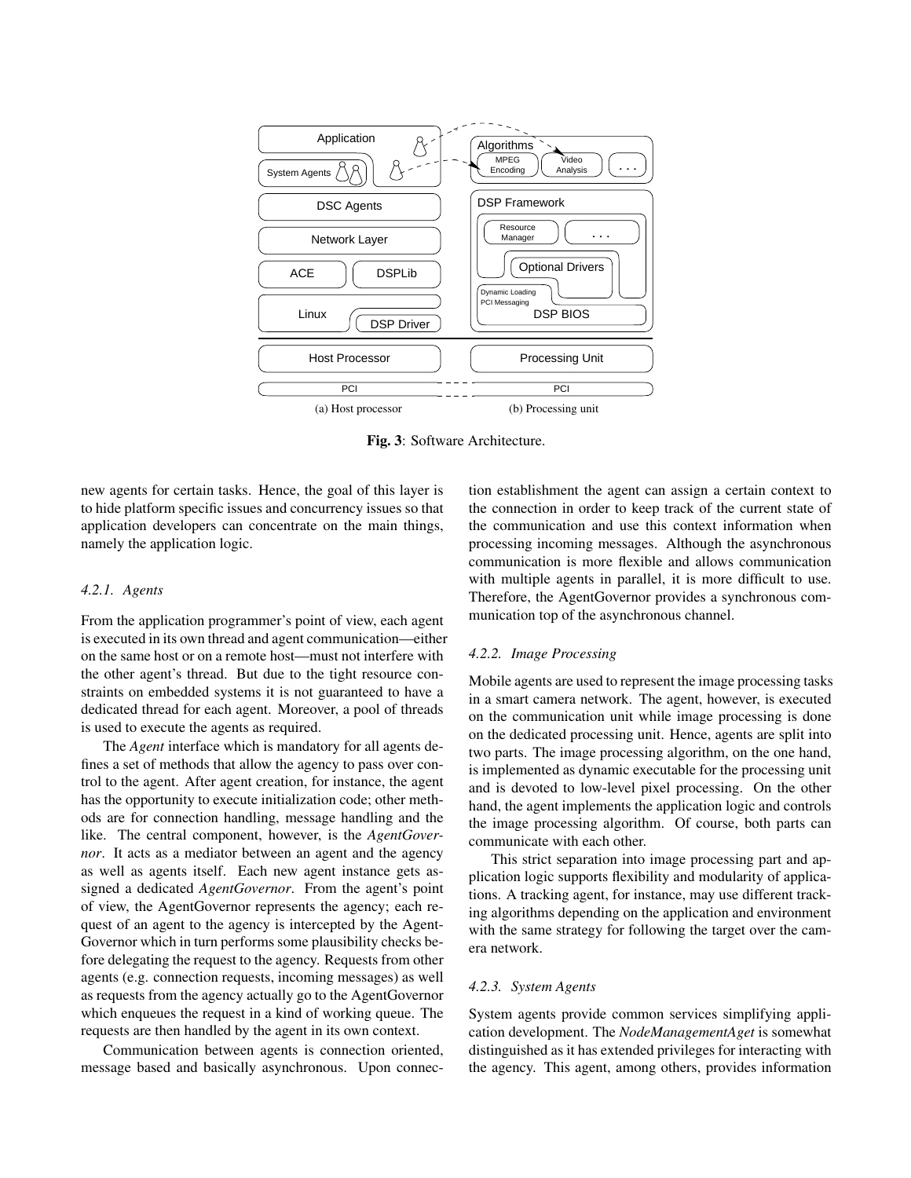Application

System Agents

DSC Agents

Network Layer

ACE

DSPLib

Linux

DSP Driver

Host Processor

PCI

(a) Host processor

Algorithms

MPEG Encoding

Video Analysis

. . .

DSP Framework

Resource Manager

. . .

Optional Drivers

Dynamic Loading

PCI Messaging

DSP BIOS

Processing Unit

PCI

(b) Processing unit

**Fig. 3**: Software Architecture.

new agents for certain tasks. Hence, the goal of this layer is to hide platform specific issues and concurrency issues so that application developers can concentrate on the main things, namely the application logic.

### 4.2.1. *Agents*

From the application programmer's point of view, each agent is executed in its own thread and agent communication—either on the same host or on a remote host—must not interfere with the other agent's thread. But due to the tight resource constraints on embedded systems it is not guaranteed to have a dedicated thread for each agent. Moreover, a pool of threads is used to execute the agents as required.

The *Agent* interface which is mandatory for all agents defines a set of methods that allow the agency to pass over control to the agent. After agent creation, for instance, the agent has the opportunity to execute initialization code; other methods are for connection handling, message handling and the like. The central component, however, is the *AgentGovernor*. It acts as a mediator between an agent and the agency as well as agents itself. Each new agent instance gets assigned a dedicated *AgentGovernor*. From the agent's point of view, the AgentGovernor represents the agency; each request of an agent to the agency is intercepted by the AgentGovernor which in turn performs some plausibility checks before delegating the request to the agency. Requests from other agents (e.g. connection requests, incoming messages) as well as requests from the agency actually go to the AgentGovernor which enqueues the request in a kind of working queue. The requests are then handled by the agent in its own context.

Communication between agents is connection oriented, message based and basically asynchronous. Upon connection establishment the agent can assign a certain context to the connection in order to keep track of the current state of the communication and use this context information when processing incoming messages. Although the asynchronous communication is more flexible and allows communication with multiple agents in parallel, it is more difficult to use. Therefore, the AgentGovernor provides a synchronous communication top of the asynchronous channel.

### 4.2.2. *Image Processing*

Mobile agents are used to represent the image processing tasks in a smart camera network. The agent, however, is executed on the communication unit while image processing is done on the dedicated processing unit. Hence, agents are split into two parts. The image processing algorithm, on the one hand, is implemented as dynamic executable for the processing unit and is devoted to low-level pixel processing. On the other hand, the agent implements the application logic and controls the image processing algorithm. Of course, both parts can communicate with each other.

This strict separation into image processing part and application logic supports flexibility and modularity of applications. A tracking agent, for instance, may use different tracking algorithms depending on the application and environment with the same strategy for following the target over the camera network.

### 4.2.3. *System Agents*

System agents provide common services simplifying application development. The *NodeManagementAget* is somewhat distinguished as it has extended privileges for interacting with the agency. This agent, among others, provides information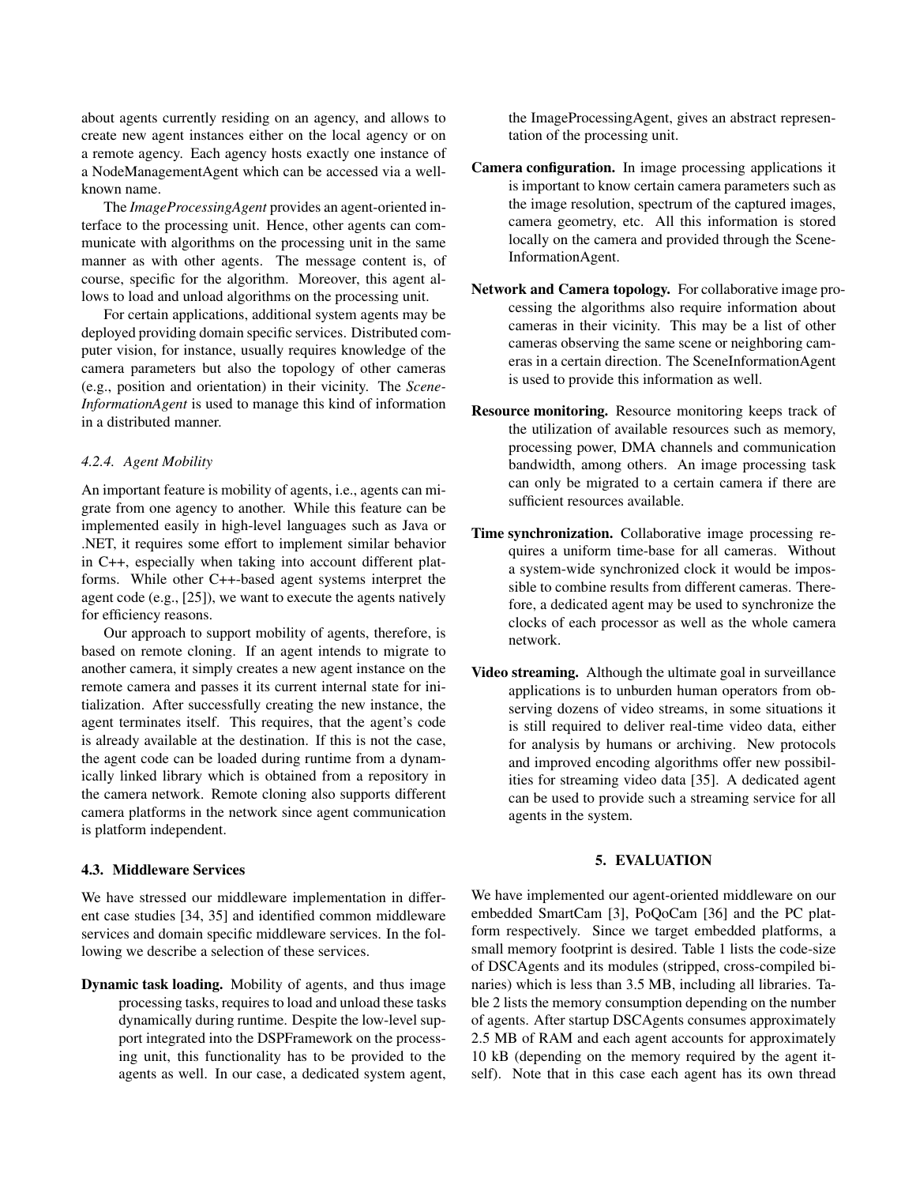about agents currently residing on an agency, and allows to create new agent instances either on the local agency or on a remote agency. Each agency hosts exactly one instance of a NodeManagementAgent which can be accessed via a well-known name.

The *ImageProcessingAgent* provides an agent-oriented interface to the processing unit. Hence, other agents can communicate with algorithms on the processing unit in the same manner as with other agents. The message content is, of course, specific for the algorithm. Moreover, this agent allows to load and unload algorithms on the processing unit.

For certain applications, additional system agents may be deployed providing domain specific services. Distributed computer vision, for instance, usually requires knowledge of the camera parameters but also the topology of other cameras (e.g., position and orientation) in their vicinity. The *SceneInformationAgent* is used to manage this kind of information in a distributed manner.

#### *4.2.4. Agent Mobility*

An important feature is mobility of agents, i.e., agents can migrate from one agency to another. While this feature can be implemented easily in high-level languages such as Java or .NET, it requires some effort to implement similar behavior in C++, especially when taking into account different platforms. While other C++-based agent systems interpret the agent code (e.g., [25]), we want to execute the agents natively for efficiency reasons.

Our approach to support mobility of agents, therefore, is based on remote cloning. If an agent intends to migrate to another camera, it simply creates a new agent instance on the remote camera and passes it its current internal state for initialization. After successfully creating the new instance, the agent terminates itself. This requires, that the agent's code is already available at the destination. If this is not the case, the agent code can be loaded during runtime from a dynamically linked library which is obtained from a repository in the camera network. Remote cloning also supports different camera platforms in the network since agent communication is platform independent.

### 4.3. Middleware Services

We have stressed our middleware implementation in different case studies [34, 35] and identified common middleware services and domain specific middleware services. In the following we describe a selection of these services.

**Dynamic task loading.** Mobility of agents, and thus image processing tasks, requires to load and unload these tasks dynamically during runtime. Despite the low-level support integrated into the DSPFramework on the processing unit, this functionality has to be provided to the agents as well. In our case, a dedicated system agent, the ImageProcessingAgent, gives an abstract representation of the processing unit.

**Camera configuration.** In image processing applications it is important to know certain camera parameters such as the image resolution, spectrum of the captured images, camera geometry, etc. All this information is stored locally on the camera and provided through the SceneInformationAgent.

**Network and Camera topology.** For collaborative image processing the algorithms also require information about cameras in their vicinity. This may be a list of other cameras observing the same scene or neighboring cameras in a certain direction. The SceneInformationAgent is used to provide this information as well.

**Resource monitoring.** Resource monitoring keeps track of the utilization of available resources such as memory, processing power, DMA channels and communication bandwidth, among others. An image processing task can only be migrated to a certain camera if there are sufficient resources available.

**Time synchronization.** Collaborative image processing requires a uniform time-base for all cameras. Without a system-wide synchronized clock it would be impossible to combine results from different cameras. Therefore, a dedicated agent may be used to synchronize the clocks of each processor as well as the whole camera network.

**Video streaming.** Although the ultimate goal in surveillance applications is to unburden human operators from observing dozens of video streams, in some situations it is still required to deliver real-time video data, either for analysis by humans or archiving. New protocols and improved encoding algorithms offer new possibilities for streaming video data [35]. A dedicated agent can be used to provide such a streaming service for all agents in the system.

## 5. EVALUATION

We have implemented our agent-oriented middleware on our embedded SmartCam [3], PoQoCam [36] and the PC platform respectively. Since we target embedded platforms, a small memory footprint is desired. Table 1 lists the code-size of DSCAgents and its modules (stripped, cross-compiled binaries) which is less than 3.5 MB, including all libraries. Table 2 lists the memory consumption depending on the number of agents. After startup DSCAgents consumes approximately 2.5 MB of RAM and each agent accounts for approximately 10 kB (depending on the memory required by the agent itself). Note that in this case each agent has its own thread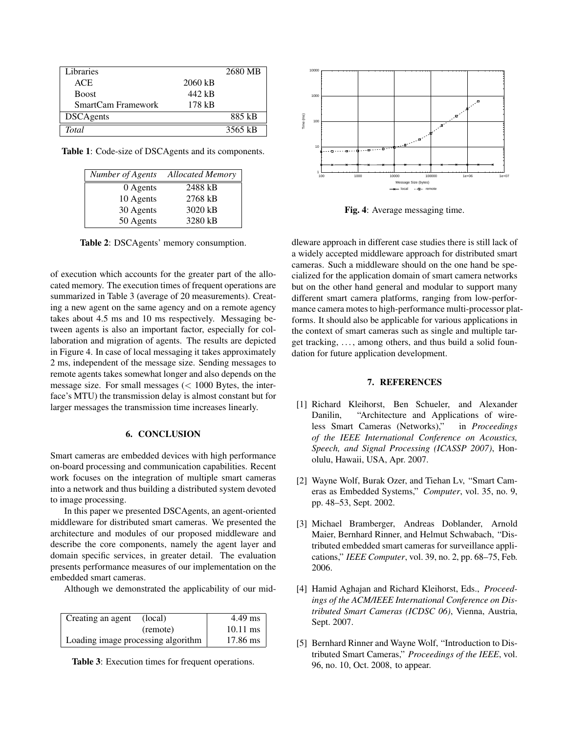| Libraries | | 2680 MB |
|---|---|---|
| ACE | 2060 kB | |
| Boost | 442 kB | |
| SmartCam Framework | 178 kB | |
| DSCAgents | | 885 kB |
| *Total* | | 3565 kB |

**Table 1**: Code-size of DSCAgents and its components.

| *Number of Agents* | *Allocated Memory* |
|---|---|
| 0 Agents | 2488 kB |
| 10 Agents | 2768 kB |
| 30 Agents | 3020 kB |
| 50 Agents | 3280 kB |

**Table 2**: DSCAgents' memory consumption.

of execution which accounts for the greater part of the allocated memory. The execution times of frequent operations are summarized in Table 3 (average of 20 measurements). Creating a new agent on the same agency and on a remote agency takes about 4.5 ms and 10 ms respectively. Messaging between agents is also an important factor, especially for collaboration and migration of agents. The results are depicted in Figure 4. In case of local messaging it takes approximately 2 ms, independent of the message size. Sending messages to remote agents takes somewhat longer and also depends on the message size. For small messages ($<$ 1000 Bytes, the interface's MTU) the transmission delay is almost constant but for larger messages the transmission time increases linearly.

## 6. CONCLUSION

Smart cameras are embedded devices with high performance on-board processing and communication capabilities. Recent work focuses on the integration of multiple smart cameras into a network and thus building a distributed system devoted to image processing.

In this paper we presented DSCAgents, an agent-oriented middleware for distributed smart cameras. We presented the architecture and modules of our proposed middleware and describe the core components, namely the agent layer and domain specific services, in greater detail. The evaluation presents performance measures of our implementation on the embedded smart cameras.

Although we demonstrated the applicability of our middleware approach in different case studies there is still lack of a widely accepted middleware approach for distributed smart cameras. Such a middleware should on the one hand be specialized for the application domain of smart camera networks but on the other hand general and modular to support many different smart camera platforms, ranging from low-performance camera motes to high-performance multi-processor platforms. It should also be applicable for various applications in the context of smart cameras such as single and multiple target tracking, . . . , among others, and thus build a solid foundation for future application development.

| Creating an agent (local) | 4.49 ms |
|---|---|
| (remote) | 10.11 ms |
| Loading image processing algorithm | 17.86 ms |

**Table 3**: Execution times for frequent operations.

**Fig. 4**: Average messaging time.

## 7. REFERENCES

[1] Richard Kleihorst, Ben Schueler, and Alexander Danilin, "Architecture and Applications of wireless Smart Cameras (Networks)," in *Proceedings of the IEEE International Conference on Acoustics, Speech, and Signal Processing (ICASSP 2007)*, Honolulu, Hawaii, USA, Apr. 2007.

[2] Wayne Wolf, Burak Ozer, and Tiehan Lv, "Smart Cameras as Embedded Systems," *Computer*, vol. 35, no. 9, pp. 48–53, Sept. 2002.

[3] Michael Bramberger, Andreas Doblander, Arnold Maier, Bernhard Rinner, and Helmut Schwabach, "Distributed embedded smart cameras for surveillance applications," *IEEE Computer*, vol. 39, no. 2, pp. 68–75, Feb. 2006.

[4] Hamid Aghajan and Richard Kleihorst, Eds., *Proceedings of the ACM/IEEE International Conference on Distributed Smart Cameras (ICDSC 06)*, Vienna, Austria, Sept. 2007.

[5] Bernhard Rinner and Wayne Wolf, "Introduction to Distributed Smart Cameras," *Proceedings of the IEEE*, vol. 96, no. 10, Oct. 2008, to appear.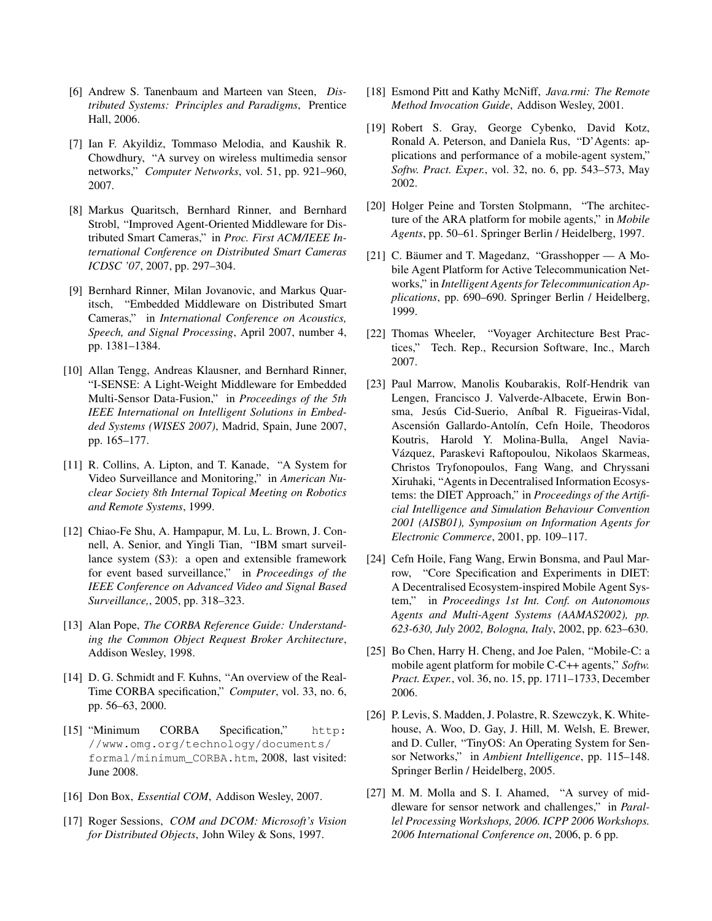[6] Andrew S. Tanenbaum and Marteen van Steen, *Distributed Systems: Principles and Paradigms*, Prentice Hall, 2006.

[7] Ian F. Akyildiz, Tommaso Melodia, and Kaushik R. Chowdhury, "A survey on wireless multimedia sensor networks," *Computer Networks*, vol. 51, pp. 921–960, 2007.

[8] Markus Quaritsch, Bernhard Rinner, and Bernhard Strobl, "Improved Agent-Oriented Middleware for Distributed Smart Cameras," in *Proc. First ACM/IEEE International Conference on Distributed Smart Cameras ICDSC '07*, 2007, pp. 297–304.

[9] Bernhard Rinner, Milan Jovanovic, and Markus Quaritsch, "Embedded Middleware on Distributed Smart Cameras," in *International Conference on Acoustics, Speech, and Signal Processing*, April 2007, number 4, pp. 1381–1384.

[10] Allan Tengg, Andreas Klausner, and Bernhard Rinner, "I-SENSE: A Light-Weight Middleware for Embedded Multi-Sensor Data-Fusion," in *Proceedings of the 5th IEEE International on Intelligent Solutions in Embedded Systems (WISES 2007)*, Madrid, Spain, June 2007, pp. 165–177.

[11] R. Collins, A. Lipton, and T. Kanade, "A System for Video Surveillance and Monitoring," in *American Nuclear Society 8th Internal Topical Meeting on Robotics and Remote Systems*, 1999.

[12] Chiao-Fe Shu, A. Hampapur, M. Lu, L. Brown, J. Connell, A. Senior, and Yingli Tian, "IBM smart surveillance system (S3): a open and extensible framework for event based surveillance," in *Proceedings of the IEEE Conference on Advanced Video and Signal Based Surveillance,*, 2005, pp. 318–323.

[13] Alan Pope, *The CORBA Reference Guide: Understanding the Common Object Request Broker Architecture*, Addison Wesley, 1998.

[14] D. G. Schmidt and F. Kuhns, "An overview of the Real-Time CORBA specification," *Computer*, vol. 33, no. 6, pp. 56–63, 2000.

[15] "Minimum CORBA Specification," http://www.omg.org/technology/documents/formal/minimum_CORBA.htm, 2008, last visited: June 2008.

[16] Don Box, *Essential COM*, Addison Wesley, 2007.

[17] Roger Sessions, *COM and DCOM: Microsoft's Vision for Distributed Objects*, John Wiley & Sons, 1997.

[18] Esmond Pitt and Kathy McNiff, *Java.rmi: The Remote Method Invocation Guide*, Addison Wesley, 2001.

[19] Robert S. Gray, George Cybenko, David Kotz, Ronald A. Peterson, and Daniela Rus, "D'Agents: applications and performance of a mobile-agent system," *Softw. Pract. Exper.*, vol. 32, no. 6, pp. 543–573, May 2002.

[20] Holger Peine and Torsten Stolpmann, "The architecture of the ARA platform for mobile agents," in *Mobile Agents*, pp. 50–61. Springer Berlin / Heidelberg, 1997.

[21] C. Bäumer and T. Magedanz, "Grasshopper — A Mobile Agent Platform for Active Telecommunication Networks," in *Intelligent Agents for Telecommunication Applications*, pp. 690–690. Springer Berlin / Heidelberg, 1999.

[22] Thomas Wheeler, "Voyager Architecture Best Practices," Tech. Rep., Recursion Software, Inc., March 2007.

[23] Paul Marrow, Manolis Koubarakis, Rolf-Hendrik van Lengen, Francisco J. Valverde-Albacete, Erwin Bonsma, Jesús Cid-Suerio, Aníbal R. Figueiras-Vidal, Ascensión Gallardo-Antolín, Cefn Hoile, Theodoros Koutris, Harold Y. Molina-Bulla, Angel Navia-Vázquez, Paraskevi Raftopoulou, Nikolaos Skarmeas, Christos Tryfonopoulos, Fang Wang, and Chryssani Xiruhaki, "Agents in Decentralised Information Ecosystems: the DIET Approach," in *Proceedings of the Artificial Intelligence and Simulation Behaviour Convention 2001 (AISB01), Symposium on Information Agents for Electronic Commerce*, 2001, pp. 109–117.

[24] Cefn Hoile, Fang Wang, Erwin Bonsma, and Paul Marrow, "Core Specification and Experiments in DIET: A Decentralised Ecosystem-inspired Mobile Agent System," in *Proceedings 1st Int. Conf. on Autonomous Agents and Multi-Agent Systems (AAMAS2002), pp. 623-630, July 2002, Bologna, Italy*, 2002, pp. 623–630.

[25] Bo Chen, Harry H. Cheng, and Joe Palen, "Mobile-C: a mobile agent platform for mobile C-C++ agents," *Softw. Pract. Exper.*, vol. 36, no. 15, pp. 1711–1733, December 2006.

[26] P. Levis, S. Madden, J. Polastre, R. Szewczyk, K. Whitehouse, A. Woo, D. Gay, J. Hill, M. Welsh, E. Brewer, and D. Culler, "TinyOS: An Operating System for Sensor Networks," in *Ambient Intelligence*, pp. 115–148. Springer Berlin / Heidelberg, 2005.

[27] M. M. Molla and S. I. Ahamed, "A survey of middleware for sensor network and challenges," in *Parallel Processing Workshops, 2006. ICPP 2006 Workshops. 2006 International Conference on*, 2006, p. 6 pp.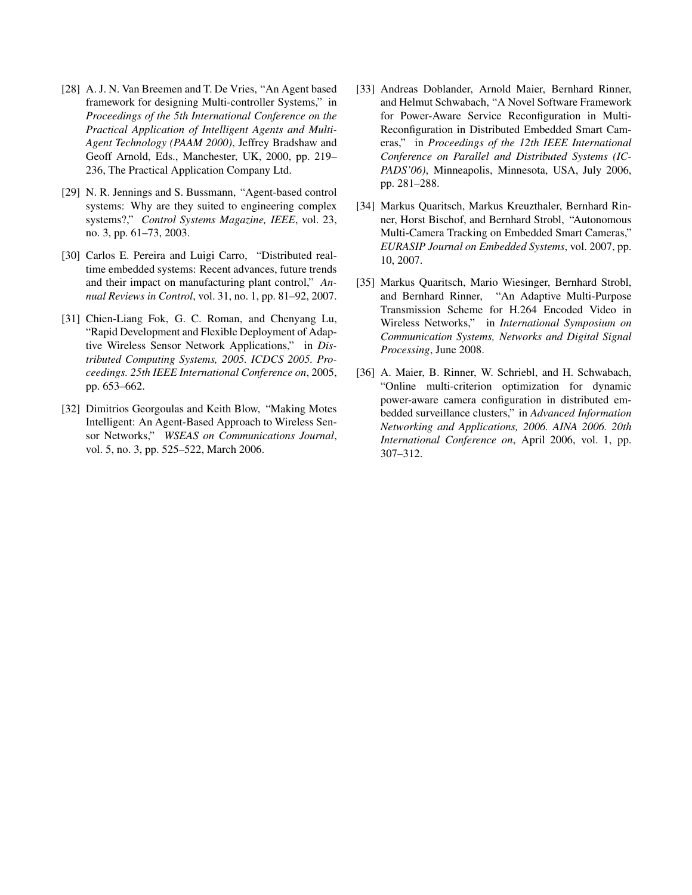[28] A. J. N. Van Breemen and T. De Vries, "An Agent based framework for designing Multi-controller Systems," in *Proceedings of the 5th International Conference on the Practical Application of Intelligent Agents and Multi-Agent Technology (PAAM 2000)*, Jeffrey Bradshaw and Geoff Arnold, Eds., Manchester, UK, 2000, pp. 219–236, The Practical Application Company Ltd.

[29] N. R. Jennings and S. Bussmann, "Agent-based control systems: Why are they suited to engineering complex systems?," *Control Systems Magazine, IEEE*, vol. 23, no. 3, pp. 61–73, 2003.

[30] Carlos E. Pereira and Luigi Carro, "Distributed real-time embedded systems: Recent advances, future trends and their impact on manufacturing plant control," *Annual Reviews in Control*, vol. 31, no. 1, pp. 81–92, 2007.

[31] Chien-Liang Fok, G. C. Roman, and Chenyang Lu, "Rapid Development and Flexible Deployment of Adaptive Wireless Sensor Network Applications," in *Distributed Computing Systems, 2005. ICDCS 2005. Proceedings. 25th IEEE International Conference on*, 2005, pp. 653–662.

[32] Dimitrios Georgoulas and Keith Blow, "Making Motes Intelligent: An Agent-Based Approach to Wireless Sensor Networks," *WSEAS on Communications Journal*, vol. 5, no. 3, pp. 525–522, March 2006.

[33] Andreas Doblander, Arnold Maier, Bernhard Rinner, and Helmut Schwabach, "A Novel Software Framework for Power-Aware Service Reconfiguration in Multi-Reconfiguration in Distributed Embedded Smart Cameras," in *Proceedings of the 12th IEEE International Conference on Parallel and Distributed Systems (ICPADS'06)*, Minneapolis, Minnesota, USA, July 2006, pp. 281–288.

[34] Markus Quaritsch, Markus Kreuzthaler, Bernhard Rinner, Horst Bischof, and Bernhard Strobl, "Autonomous Multi-Camera Tracking on Embedded Smart Cameras," *EURASIP Journal on Embedded Systems*, vol. 2007, pp. 10, 2007.

[35] Markus Quaritsch, Mario Wiesinger, Bernhard Strobl, and Bernhard Rinner, "An Adaptive Multi-Purpose Transmission Scheme for H.264 Encoded Video in Wireless Networks," in *International Symposium on Communication Systems, Networks and Digital Signal Processing*, June 2008.

[36] A. Maier, B. Rinner, W. Schriebl, and H. Schwabach, "Online multi-criterion optimization for dynamic power-aware camera configuration in distributed embedded surveillance clusters," in *Advanced Information Networking and Applications, 2006. AINA 2006. 20th International Conference on*, April 2006, vol. 1, pp. 307–312.